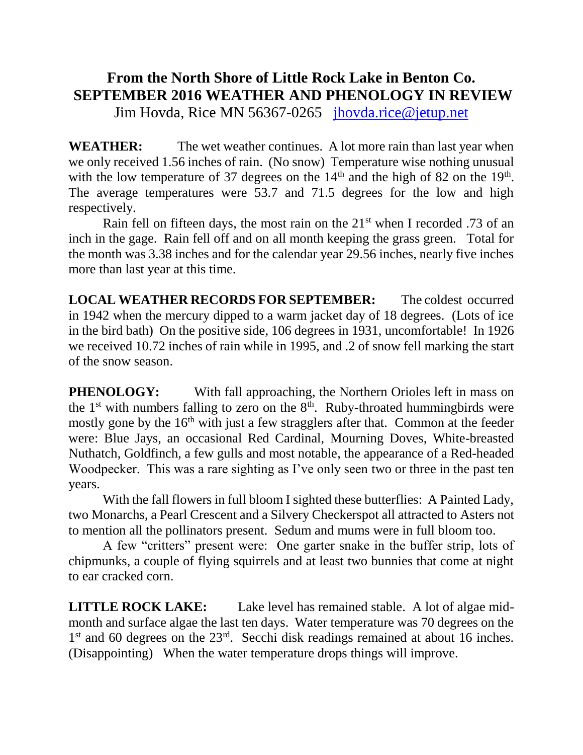# From the North Shore of Little Rock Lake in Benton Co.
## SEPTEMBER 2016 WEATHER AND PHENOLOGY IN REVIEW

Jim Hovda, Rice MN 56367-0265 jhovda.rice@jetup.net

**WEATHER:** The wet weather continues. A lot more rain than last year when we only received 1.56 inches of rain. (No snow) Temperature wise nothing unusual with the low temperature of 37 degrees on the 14th and the high of 82 on the 19th. The average temperatures were 53.7 and 71.5 degrees for the low and high respectively.

Rain fell on fifteen days, the most rain on the 21st when I recorded .73 of an inch in the gage. Rain fell off and on all month keeping the grass green. Total for the month was 3.38 inches and for the calendar year 29.56 inches, nearly five inches more than last year at this time.

**LOCAL WEATHER RECORDS FOR SEPTEMBER:** The coldest occurred in 1942 when the mercury dipped to a warm jacket day of 18 degrees. (Lots of ice in the bird bath) On the positive side, 106 degrees in 1931, uncomfortable! In 1926 we received 10.72 inches of rain while in 1995, and .2 of snow fell marking the start of the snow season.

**PHENOLOGY:** With fall approaching, the Northern Orioles left in mass on the 1st with numbers falling to zero on the 8th. Ruby-throated hummingbirds were mostly gone by the 16th with just a few stragglers after that. Common at the feeder were: Blue Jays, an occasional Red Cardinal, Mourning Doves, White-breasted Nuthatch, Goldfinch, a few gulls and most notable, the appearance of a Red-headed Woodpecker. This was a rare sighting as I've only seen two or three in the past ten years.

With the fall flowers in full bloom I sighted these butterflies: A Painted Lady, two Monarchs, a Pearl Crescent and a Silvery Checkerspot all attracted to Asters not to mention all the pollinators present. Sedum and mums were in full bloom too.

A few "critters" present were: One garter snake in the buffer strip, lots of chipmunks, a couple of flying squirrels and at least two bunnies that come at night to ear cracked corn.

**LITTLE ROCK LAKE:** Lake level has remained stable. A lot of algae mid-month and surface algae the last ten days. Water temperature was 70 degrees on the 1st and 60 degrees on the 23rd. Secchi disk readings remained at about 16 inches. (Disappointing) When the water temperature drops things will improve.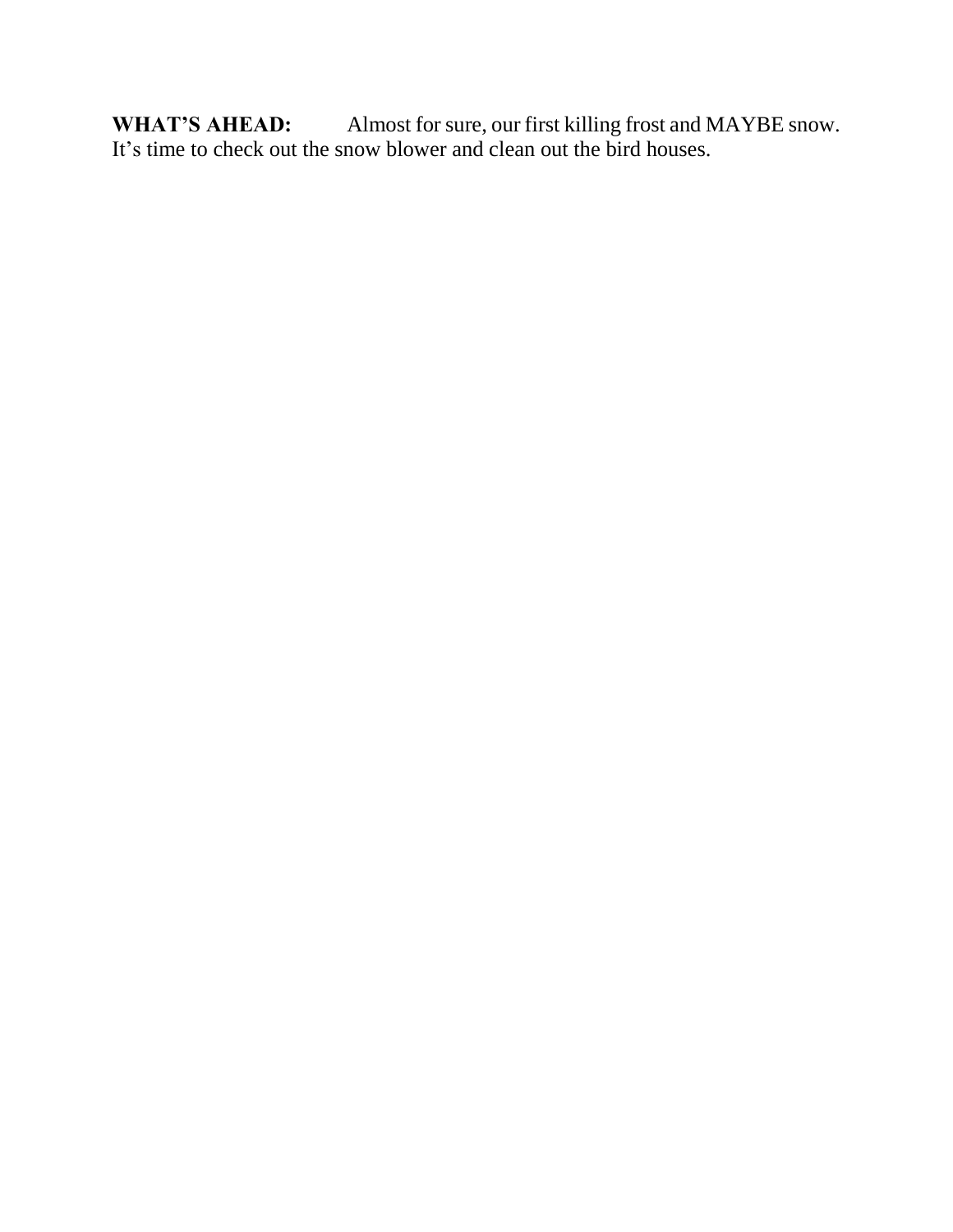**WHAT'S AHEAD:** Almost for sure, our first killing frost and MAYBE snow. It's time to check out the snow blower and clean out the bird houses.